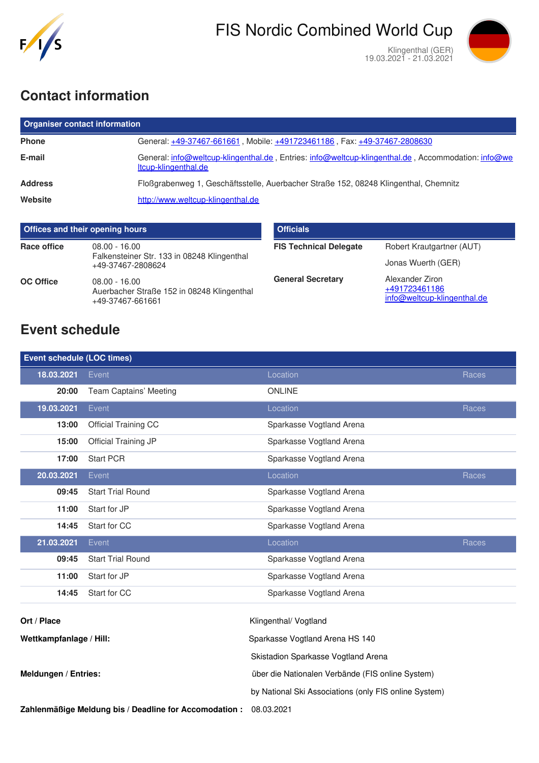# FIS Nordic Combined World Cup

Klingenthal (GER)
19.03.2021 - 21.03.2021

## Contact information

| Organiser contact information | |
|---|---|
| **Phone** | General: +49-37467-661661 , Mobile: +491723461186 , Fax: +49-37467-2808630 |
| **E-mail** | General: info@weltcup-klingenthal.de , Entries: info@weltcup-klingenthal.de , Accommodation: info@weltcup-klingenthal.de |
| **Address** | Floßgrabenweg 1, Geschäftsstelle, Auerbacher Straße 152, 08248 Klingenthal, Chemnitz |
| **Website** | http://www.weltcup-klingenthal.de |

| Offices and their opening hours | |
|---|---|
| **Race office** | 08.00 - 16.00<br>Falkensteiner Str. 133 in 08248 Klingenthal<br>+49-37467-2808624 |
| **OC Office** | 08.00 - 16.00<br>Auerbacher Straße 152 in 08248 Klingenthal<br>+49-37467-661661 |

| Officials | |
|---|---|
| **FIS Technical Delegate** | Robert Krautgartner (AUT) |
| | Jonas Wuerth (GER) |
| **General Secretary** | Alexander Ziron<br>+491723461186<br>info@weltcup-klingenthal.de |

## Event schedule

| Event schedule (LOC times) | | | |
|---|---|---|---|
| **18.03.2021** | Event | Location | Races |
| **20:00** | Team Captains' Meeting | ONLINE | |
| **19.03.2021** | Event | Location | Races |
| **13:00** | Official Training CC | Sparkasse Vogtland Arena | |
| **15:00** | Official Training JP | Sparkasse Vogtland Arena | |
| **17:00** | Start PCR | Sparkasse Vogtland Arena | |
| **20.03.2021** | Event | Location | Races |
| **09:45** | Start Trial Round | Sparkasse Vogtland Arena | |
| **11:00** | Start for JP | Sparkasse Vogtland Arena | |
| **14:45** | Start for CC | Sparkasse Vogtland Arena | |
| **21.03.2021** | Event | Location | Races |
| **09:45** | Start Trial Round | Sparkasse Vogtland Arena | |
| **11:00** | Start for JP | Sparkasse Vogtland Arena | |
| **14:45** | Start for CC | Sparkasse Vogtland Arena | |

| | |
|---|---|
| **Ort / Place** | Klingenthal/ Vogtland |
| **Wettkampfanlage / Hill:** | Sparkasse Vogtland Arena HS 140 |
| | Skistadion Sparkasse Vogtland Arena |
| **Meldungen / Entries:** | über die Nationalen Verbände (FIS online System) |
| | by National Ski Associations (only FIS online System) |
| **Zahlenmäßige Meldung bis / Deadline for Accomodation :** | 08.03.2021 |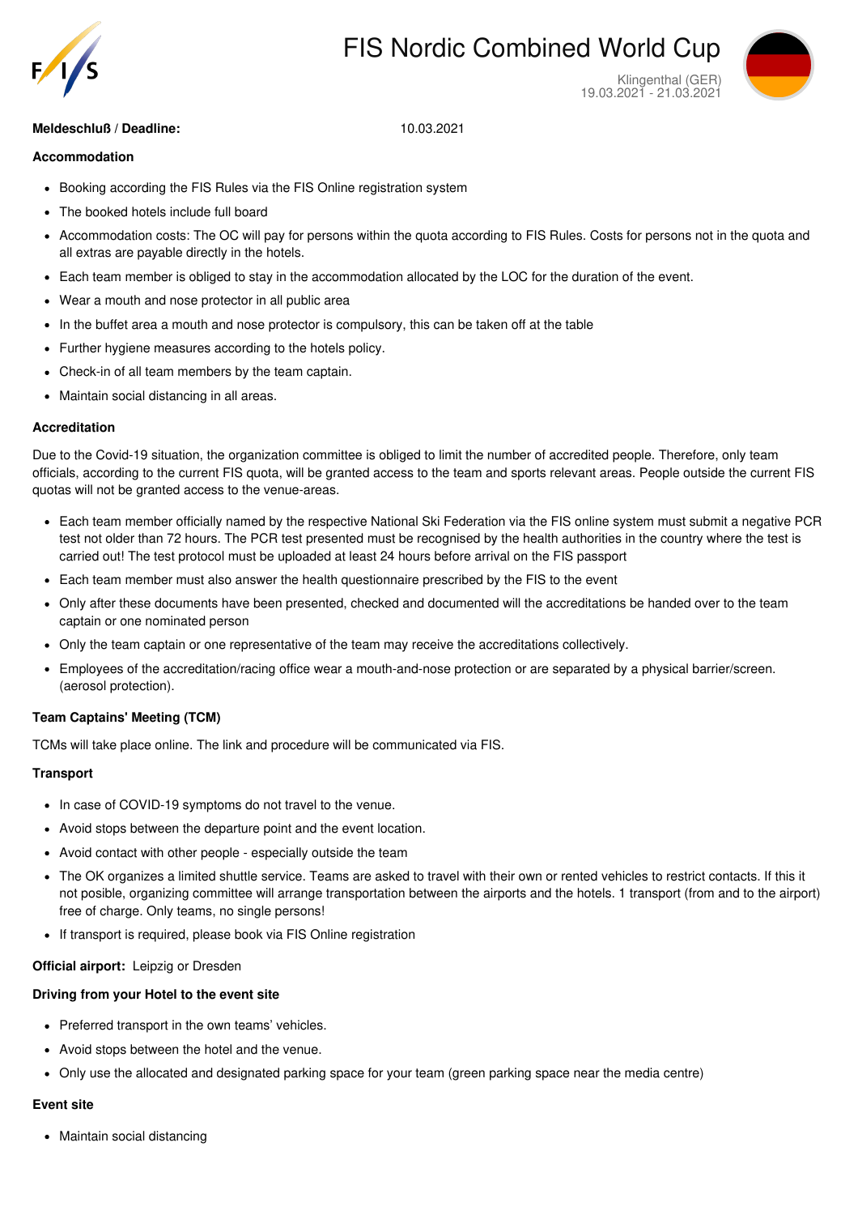# FIS Nordic Combined World Cup

Klingenthal (GER)
19.03.2021 - 21.03.2021

**Meldeschluß / Deadline:** 10.03.2021

**Accommodation**

- Booking according the FIS Rules via the FIS Online registration system
- The booked hotels include full board
- Accommodation costs: The OC will pay for persons within the quota according to FIS Rules. Costs for persons not in the quota and all extras are payable directly in the hotels.
- Each team member is obliged to stay in the accommodation allocated by the LOC for the duration of the event.
- Wear a mouth and nose protector in all public area
- In the buffet area a mouth and nose protector is compulsory, this can be taken off at the table
- Further hygiene measures according to the hotels policy.
- Check-in of all team members by the team captain.
- Maintain social distancing in all areas.

**Accreditation**

Due to the Covid-19 situation, the organization committee is obliged to limit the number of accredited people. Therefore, only team officials, according to the current FIS quota, will be granted access to the team and sports relevant areas. People outside the current FIS quotas will not be granted access to the venue-areas.

- Each team member officially named by the respective National Ski Federation via the FIS online system must submit a negative PCR test not older than 72 hours. The PCR test presented must be recognised by the health authorities in the country where the test is carried out! The test protocol must be uploaded at least 24 hours before arrival on the FIS passport
- Each team member must also answer the health questionnaire prescribed by the FIS to the event
- Only after these documents have been presented, checked and documented will the accreditations be handed over to the team captain or one nominated person
- Only the team captain or one representative of the team may receive the accreditations collectively.
- Employees of the accreditation/racing office wear a mouth-and-nose protection or are separated by a physical barrier/screen. (aerosol protection).

**Team Captains' Meeting (TCM)**

TCMs will take place online. The link and procedure will be communicated via FIS.

**Transport**

- In case of COVID-19 symptoms do not travel to the venue.
- Avoid stops between the departure point and the event location.
- Avoid contact with other people - especially outside the team
- The OK organizes a limited shuttle service. Teams are asked to travel with their own or rented vehicles to restrict contacts. If this it not posible, organizing committee will arrange transportation between the airports and the hotels. 1 transport (from and to the airport) free of charge. Only teams, no single persons!
- If transport is required, please book via FIS Online registration

**Official airport:** Leipzig or Dresden

**Driving from your Hotel to the event site**

- Preferred transport in the own teams' vehicles.
- Avoid stops between the hotel and the venue.
- Only use the allocated and designated parking space for your team (green parking space near the media centre)

**Event site**

- Maintain social distancing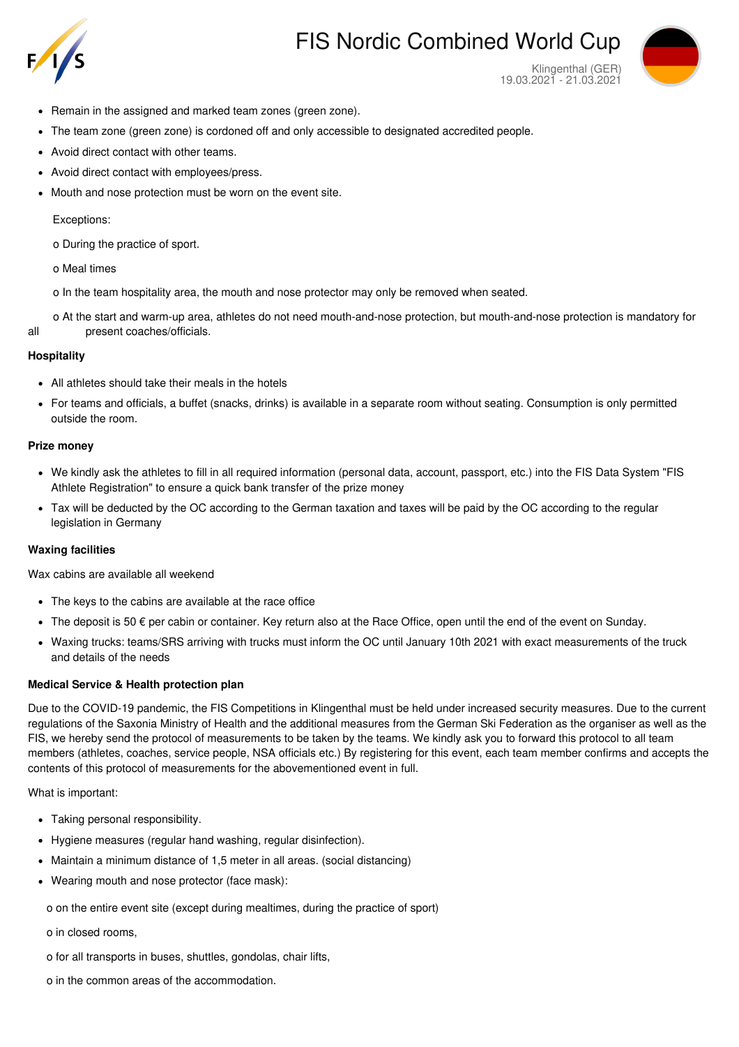- Remain in the assigned and marked team zones (green zone).
- The team zone (green zone) is cordoned off and only accessible to designated accredited people.
- Avoid direct contact with other teams.
- Avoid direct contact with employees/press.
- Mouth and nose protection must be worn on the event site.

Exceptions:

o During the practice of sport.

o Meal times

o In the team hospitality area, the mouth and nose protector may only be removed when seated.

o At the start and warm-up area, athletes do not need mouth-and-nose protection, but mouth-and-nose protection is mandatory for all present coaches/officials.

**Hospitality**

- All athletes should take their meals in the hotels
- For teams and officials, a buffet (snacks, drinks) is available in a separate room without seating. Consumption is only permitted outside the room.

**Prize money**

- We kindly ask the athletes to fill in all required information (personal data, account, passport, etc.) into the FIS Data System "FIS Athlete Registration" to ensure a quick bank transfer of the prize money
- Tax will be deducted by the OC according to the German taxation and taxes will be paid by the OC according to the regular legislation in Germany

**Waxing facilities**

Wax cabins are available all weekend

- The keys to the cabins are available at the race office
- The deposit is 50 € per cabin or container. Key return also at the Race Office, open until the end of the event on Sunday.
- Waxing trucks: teams/SRS arriving with trucks must inform the OC until January 10th 2021 with exact measurements of the truck and details of the needs

**Medical Service & Health protection plan**

Due to the COVID-19 pandemic, the FIS Competitions in Klingenthal must be held under increased security measures. Due to the current regulations of the Saxonia Ministry of Health and the additional measures from the German Ski Federation as the organiser as well as the FIS, we hereby send the protocol of measurements to be taken by the teams. We kindly ask you to forward this protocol to all team members (athletes, coaches, service people, NSA officials etc.) By registering for this event, each team member confirms and accepts the contents of this protocol of measurements for the abovementioned event in full.

What is important:

- Taking personal responsibility.
- Hygiene measures (regular hand washing, regular disinfection).
- Maintain a minimum distance of 1,5 meter in all areas. (social distancing)
- Wearing mouth and nose protector (face mask):

o on the entire event site (except during mealtimes, during the practice of sport)

o in closed rooms,

o for all transports in buses, shuttles, gondolas, chair lifts,

o in the common areas of the accommodation.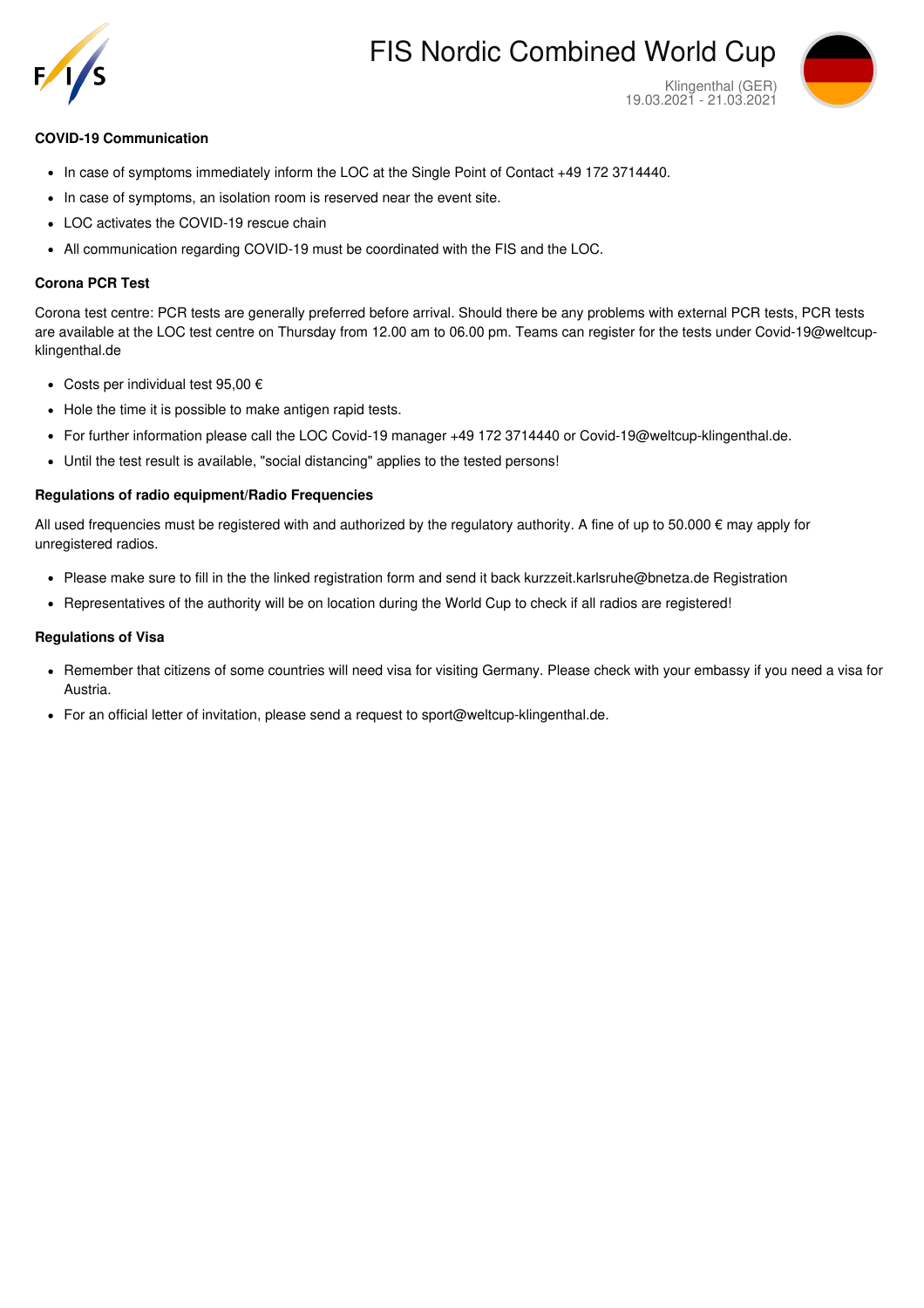**COVID-19 Communication**

- In case of symptoms immediately inform the LOC at the Single Point of Contact +49 172 3714440.
- In case of symptoms, an isolation room is reserved near the event site.
- LOC activates the COVID-19 rescue chain
- All communication regarding COVID-19 must be coordinated with the FIS and the LOC.

**Corona PCR Test**

Corona test centre: PCR tests are generally preferred before arrival. Should there be any problems with external PCR tests, PCR tests are available at the LOC test centre on Thursday from 12.00 am to 06.00 pm. Teams can register for the tests under Covid-19@weltcup-klingenthal.de

- Costs per individual test 95,00 €
- Hole the time it is possible to make antigen rapid tests.
- For further information please call the LOC Covid-19 manager +49 172 3714440 or Covid-19@weltcup-klingenthal.de.
- Until the test result is available, "social distancing" applies to the tested persons!

**Regulations of radio equipment/Radio Frequencies**

All used frequencies must be registered with and authorized by the regulatory authority. A fine of up to 50.000 € may apply for unregistered radios.

- Please make sure to fill in the the linked registration form and send it back kurzzeit.karlsruhe@bnetza.de Registration
- Representatives of the authority will be on location during the World Cup to check if all radios are registered!

**Regulations of Visa**

- Remember that citizens of some countries will need visa for visiting Germany. Please check with your embassy if you need a visa for Austria.
- For an official letter of invitation, please send a request to sport@weltcup-klingenthal.de.